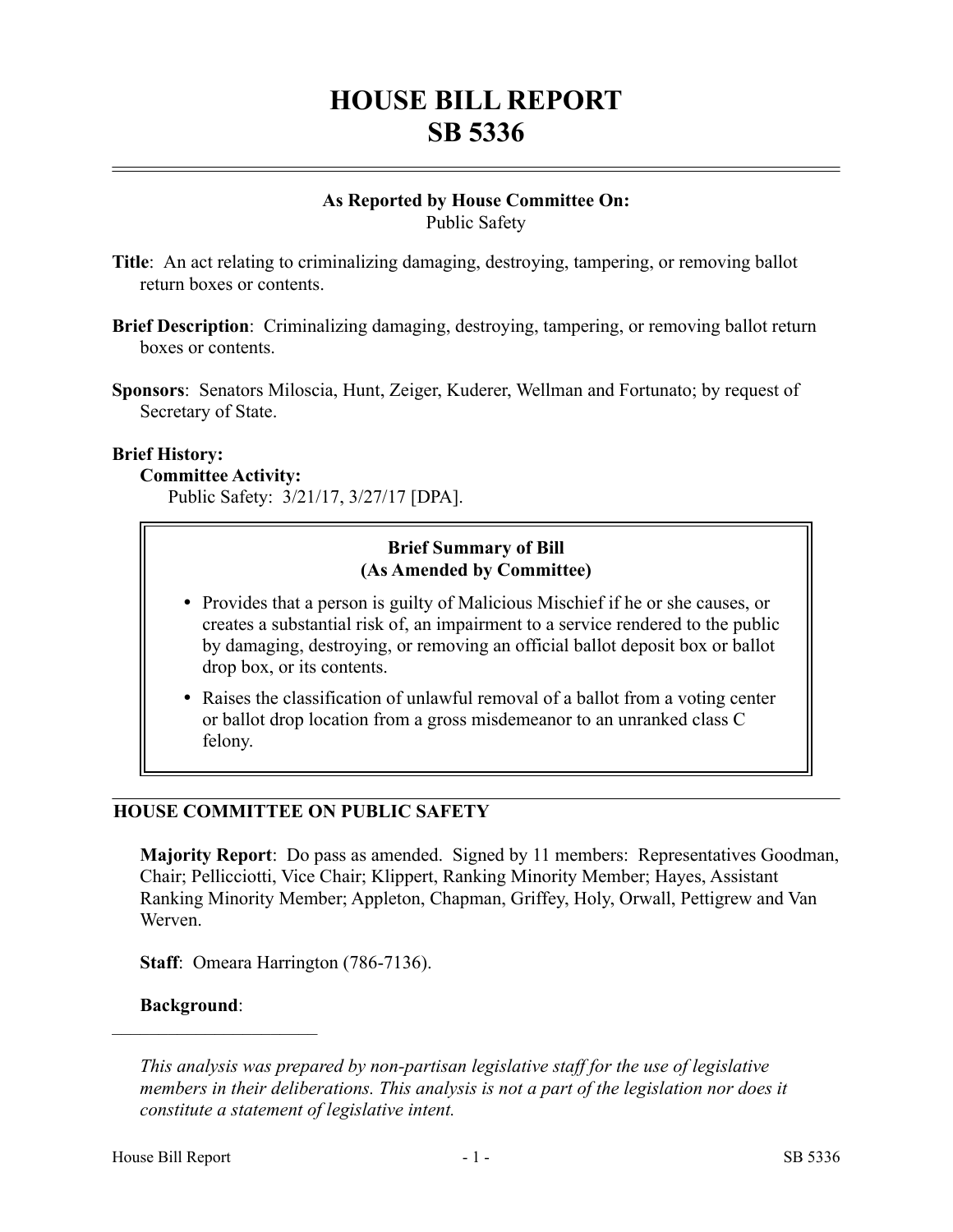# HOUSE BILL REPORT
# SB 5336

**As Reported by House Committee On:**
Public Safety

**Title**: An act relating to criminalizing damaging, destroying, tampering, or removing ballot return boxes or contents.

**Brief Description**: Criminalizing damaging, destroying, tampering, or removing ballot return boxes or contents.

**Sponsors**: Senators Miloscia, Hunt, Zeiger, Kuderer, Wellman and Fortunato; by request of Secretary of State.

**Brief History:**

**Committee Activity:**

Public Safety: 3/21/17, 3/27/17 [DPA].

**Brief Summary of Bill**
**(As Amended by Committee)**

- Provides that a person is guilty of Malicious Mischief if he or she causes, or creates a substantial risk of, an impairment to a service rendered to the public by damaging, destroying, or removing an official ballot deposit box or ballot drop box, or its contents.
- Raises the classification of unlawful removal of a ballot from a voting center or ballot drop location from a gross misdemeanor to an unranked class C felony.

## HOUSE COMMITTEE ON PUBLIC SAFETY

**Majority Report**: Do pass as amended. Signed by 11 members: Representatives Goodman, Chair; Pellicciotti, Vice Chair; Klippert, Ranking Minority Member; Hayes, Assistant Ranking Minority Member; Appleton, Chapman, Griffey, Holy, Orwall, Pettigrew and Van Werven.

**Staff**: Omeara Harrington (786-7136).

**Background**:

---

*This analysis was prepared by non-partisan legislative staff for the use of legislative members in their deliberations. This analysis is not a part of the legislation nor does it constitute a statement of legislative intent.*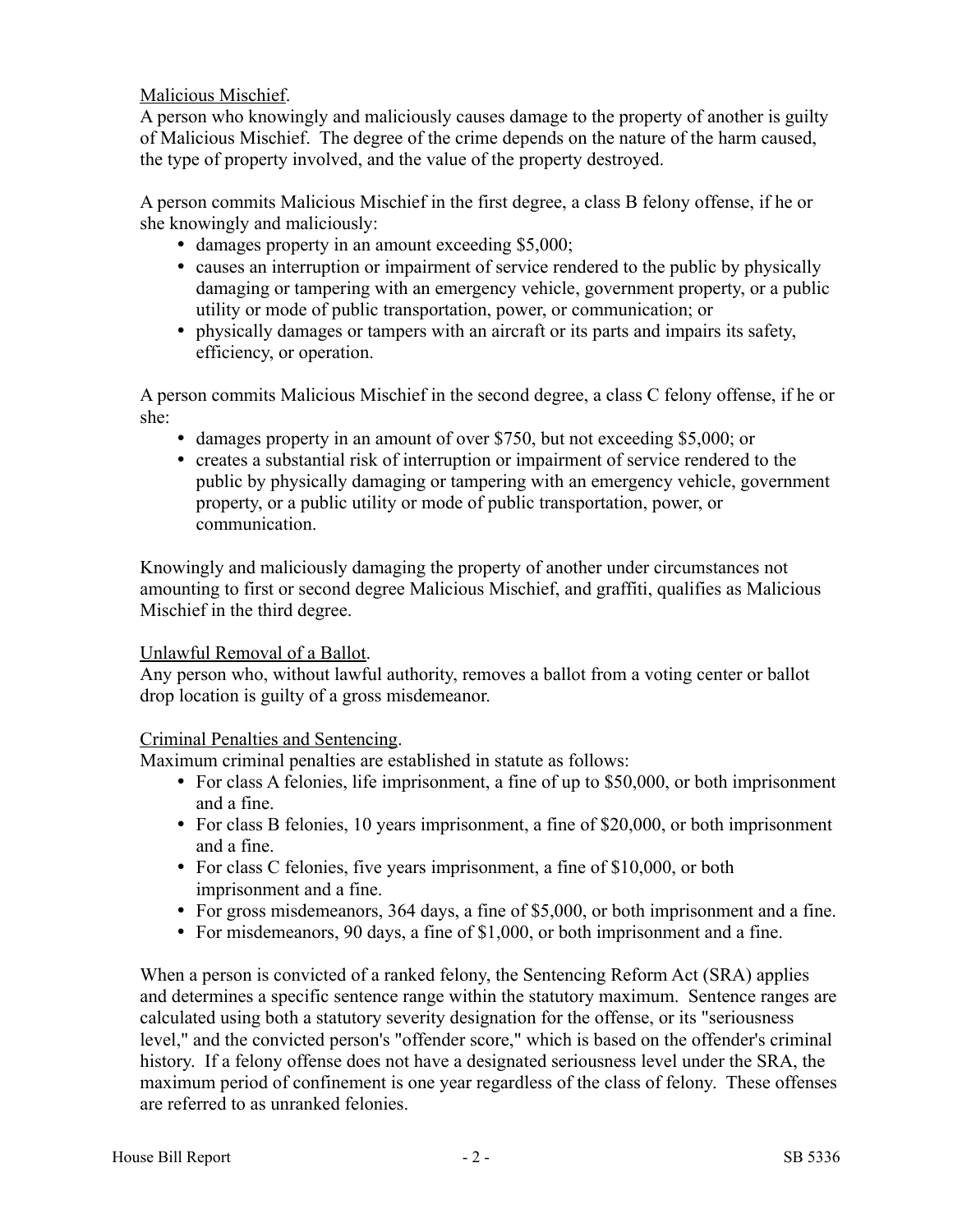Malicious Mischief.

A person who knowingly and maliciously causes damage to the property of another is guilty of Malicious Mischief. The degree of the crime depends on the nature of the harm caused, the type of property involved, and the value of the property destroyed.

A person commits Malicious Mischief in the first degree, a class B felony offense, if he or she knowingly and maliciously:

- damages property in an amount exceeding $5,000;
- causes an interruption or impairment of service rendered to the public by physically damaging or tampering with an emergency vehicle, government property, or a public utility or mode of public transportation, power, or communication; or
- physically damages or tampers with an aircraft or its parts and impairs its safety, efficiency, or operation.

A person commits Malicious Mischief in the second degree, a class C felony offense, if he or she:

- damages property in an amount of over $750, but not exceeding $5,000; or
- creates a substantial risk of interruption or impairment of service rendered to the public by physically damaging or tampering with an emergency vehicle, government property, or a public utility or mode of public transportation, power, or communication.

Knowingly and maliciously damaging the property of another under circumstances not amounting to first or second degree Malicious Mischief, and graffiti, qualifies as Malicious Mischief in the third degree.

Unlawful Removal of a Ballot.

Any person who, without lawful authority, removes a ballot from a voting center or ballot drop location is guilty of a gross misdemeanor.

Criminal Penalties and Sentencing.

Maximum criminal penalties are established in statute as follows:

- For class A felonies, life imprisonment, a fine of up to $50,000, or both imprisonment and a fine.
- For class B felonies, 10 years imprisonment, a fine of $20,000, or both imprisonment and a fine.
- For class C felonies, five years imprisonment, a fine of $10,000, or both imprisonment and a fine.
- For gross misdemeanors, 364 days, a fine of $5,000, or both imprisonment and a fine.
- For misdemeanors, 90 days, a fine of $1,000, or both imprisonment and a fine.

When a person is convicted of a ranked felony, the Sentencing Reform Act (SRA) applies and determines a specific sentence range within the statutory maximum. Sentence ranges are calculated using both a statutory severity designation for the offense, or its "seriousness level," and the convicted person's "offender score," which is based on the offender's criminal history. If a felony offense does not have a designated seriousness level under the SRA, the maximum period of confinement is one year regardless of the class of felony. These offenses are referred to as unranked felonies.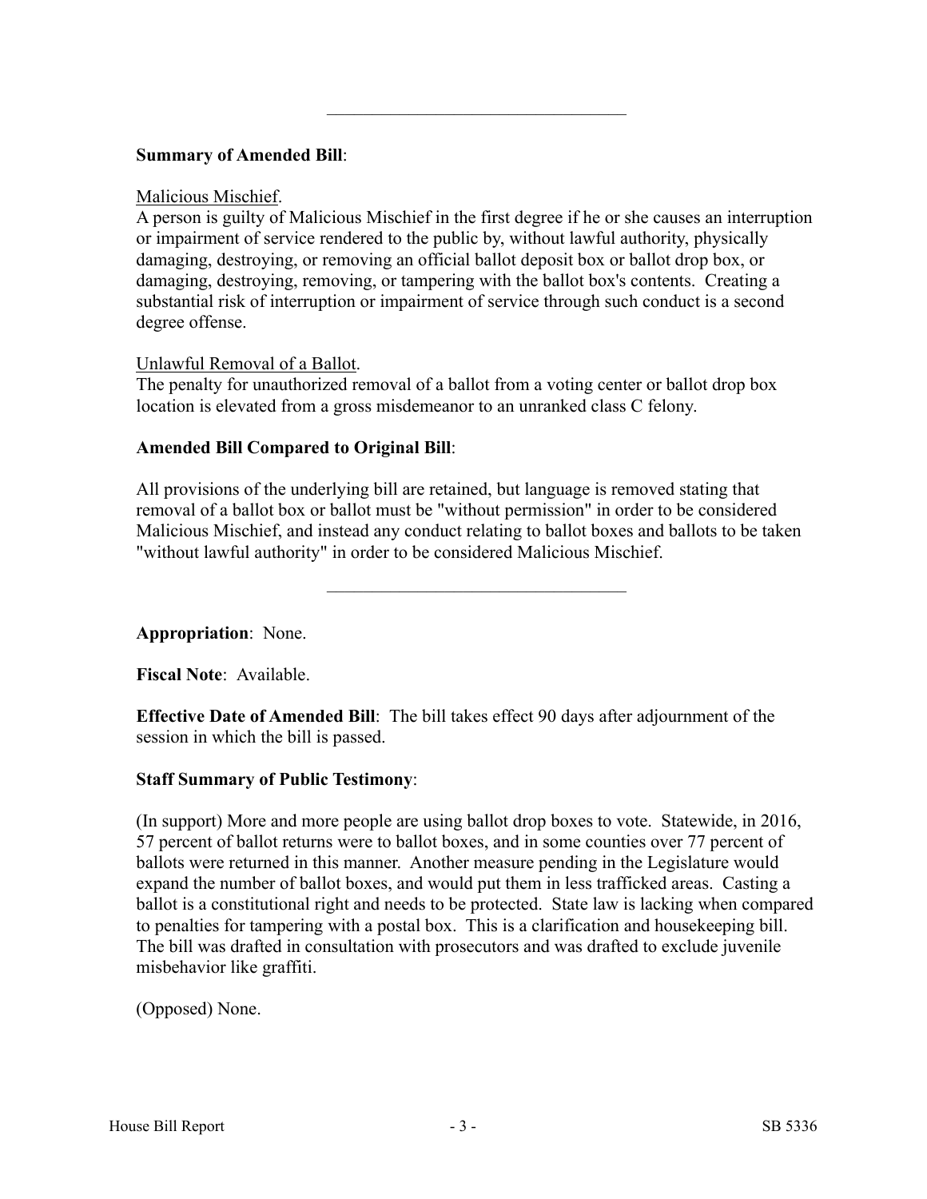---

**Summary of Amended Bill**:

Malicious Mischief.
A person is guilty of Malicious Mischief in the first degree if he or she causes an interruption or impairment of service rendered to the public by, without lawful authority, physically damaging, destroying, or removing an official ballot deposit box or ballot drop box, or damaging, destroying, removing, or tampering with the ballot box's contents. Creating a substantial risk of interruption or impairment of service through such conduct is a second degree offense.

Unlawful Removal of a Ballot.
The penalty for unauthorized removal of a ballot from a voting center or ballot drop box location is elevated from a gross misdemeanor to an unranked class C felony.

**Amended Bill Compared to Original Bill**:

All provisions of the underlying bill are retained, but language is removed stating that removal of a ballot box or ballot must be "without permission" in order to be considered Malicious Mischief, and instead any conduct relating to ballot boxes and ballots to be taken "without lawful authority" in order to be considered Malicious Mischief.

---

**Appropriation**: None.

**Fiscal Note**: Available.

**Effective Date of Amended Bill**: The bill takes effect 90 days after adjournment of the session in which the bill is passed.

**Staff Summary of Public Testimony**:

(In support) More and more people are using ballot drop boxes to vote. Statewide, in 2016, 57 percent of ballot returns were to ballot boxes, and in some counties over 77 percent of ballots were returned in this manner. Another measure pending in the Legislature would expand the number of ballot boxes, and would put them in less trafficked areas. Casting a ballot is a constitutional right and needs to be protected. State law is lacking when compared to penalties for tampering with a postal box. This is a clarification and housekeeping bill. The bill was drafted in consultation with prosecutors and was drafted to exclude juvenile misbehavior like graffiti.

(Opposed) None.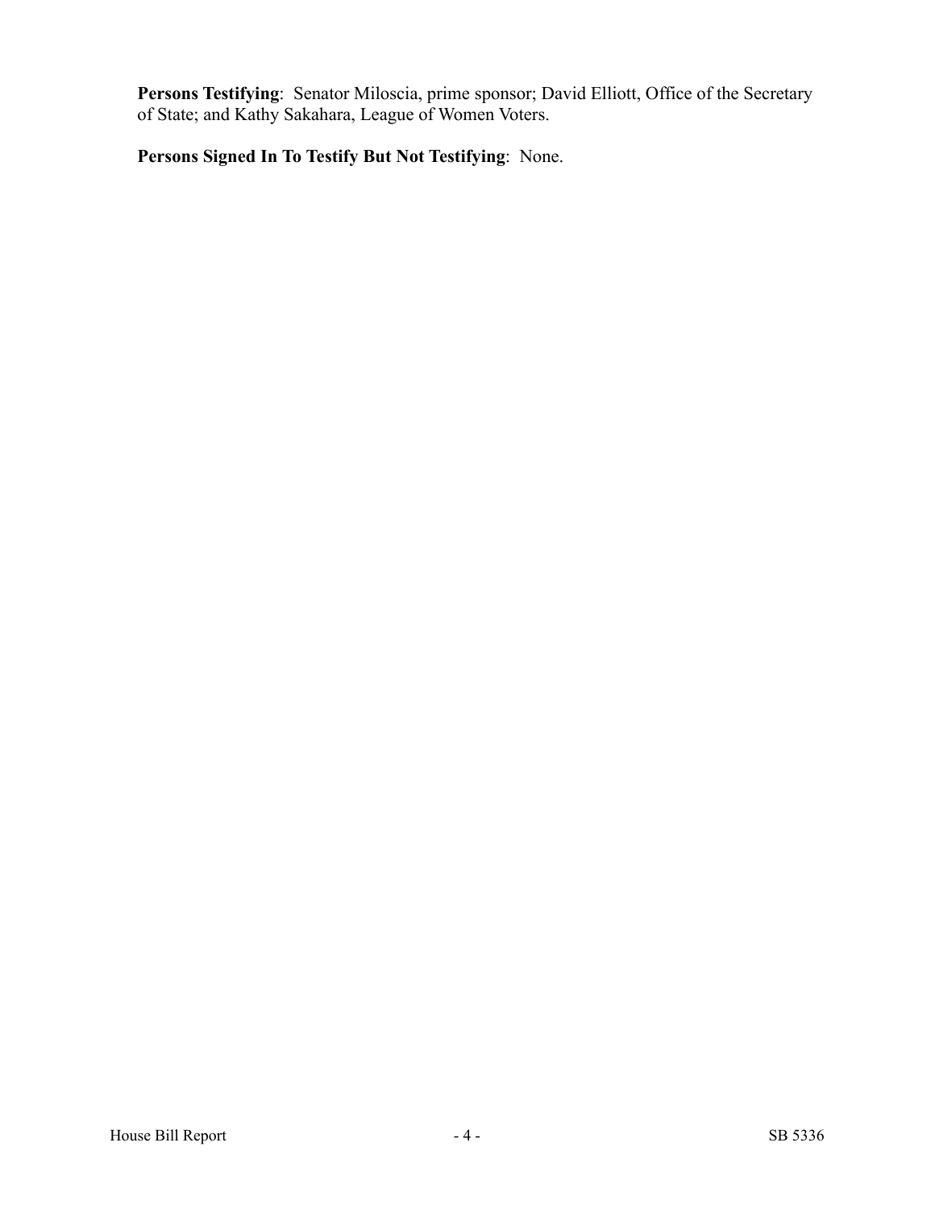**Persons Testifying**: Senator Miloscia, prime sponsor; David Elliott, Office of the Secretary of State; and Kathy Sakahara, League of Women Voters.

**Persons Signed In To Testify But Not Testifying**: None.